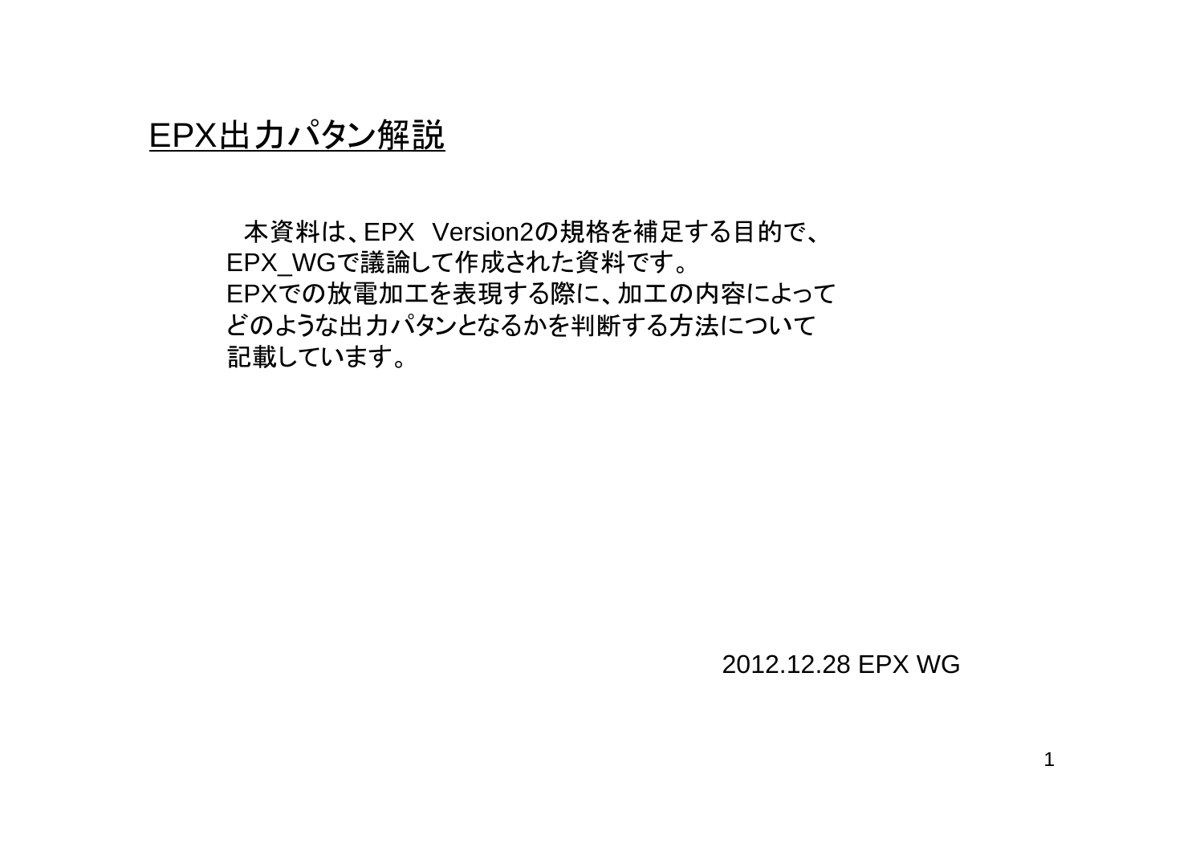# EPX出力パタン解説

本資料は、EPX Version2の規格を補足する目的で、EPX_WGで議論して作成された資料です。
EPXでの放電加工を表現する際に、加工の内容によってどのような出力パタンとなるかを判断する方法について記載しています。

2012.12.28 EPX WG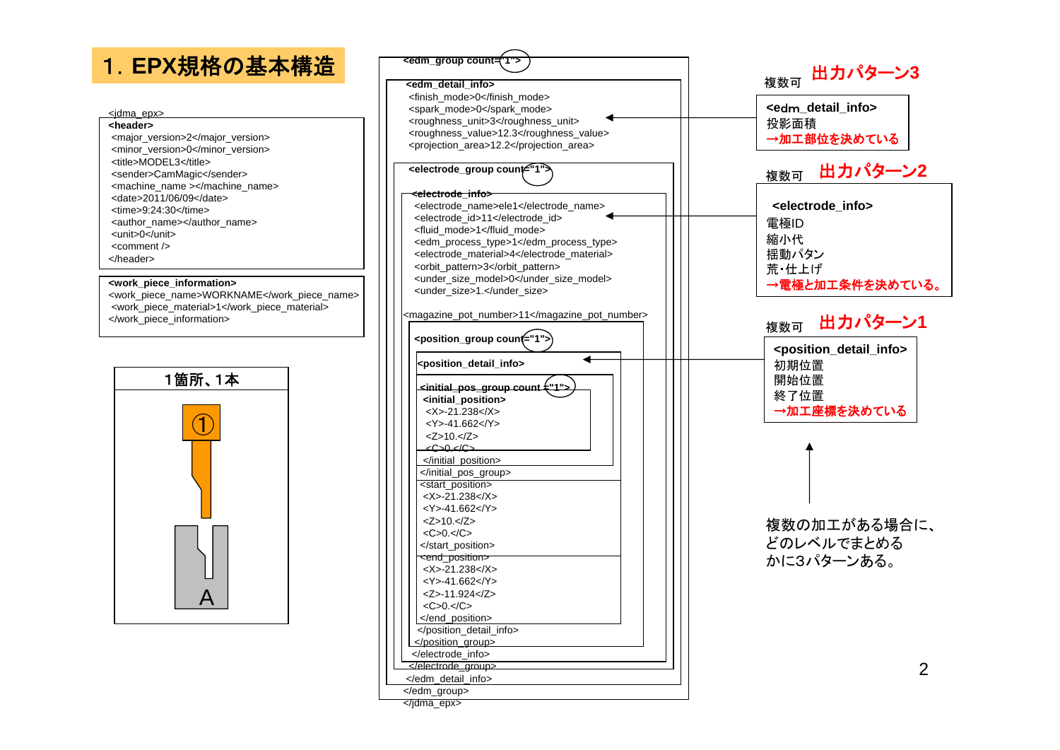# 1. EPX規格の基本構造

```
<jdma_epx>
<header>
 <major_version>2</major_version>
 <minor_version>0</minor_version>
 <title>MODEL3</title>
 <sender>CamMagic</sender>
 <machine_name ></machine_name>
 <date>2011/06/09</date>
 <time>9:24:30</time>
 <author_name></author_name>
 <unit>0</unit>
 <comment />
</header>
<work_piece_information>
<work_piece_name>WORKNAME</work_piece_name>
 <work_piece_material>1</work_piece_material>
</work_piece_information>
```

1箇所、1本

①

A

```
<edm_group count="1">
 <edm_detail_info>
  <finish_mode>0</finish_mode>
  <spark_mode>0</spark_mode>
  <roughness_unit>3</roughness_unit>
  <roughness_value>12.3</roughness_value>
  <projection_area>12.2</projection_area>
  <electrode_group count="1">
   <electrode_info>
    <electrode_name>ele1</electrode_name>
    <electrode_id>11</electrode_id>
    <fluid_mode>1</fluid_mode>
    <edm_process_type>1</edm_process_type>
    <electrode_material>4</electrode_material>
    <orbit_pattern>3</orbit_pattern>
    <under_size_model>0</under_size_model>
    <under_size>1.</under_size>
   <magazine_pot_number>11</magazine_pot_number>
    <position_group count="1">
     <position_detail_info>
      <initial_pos_group count ="1">
       <initial_position>
        <X>-21.238</X>
        <Y>-41.662</Y>
        <Z>10.</Z>
        <C>0.</C>
       </initial_position>
      </initial_pos_group>
      <start_position>
       <X>-21.238</X>
       <Y>-41.662</Y>
       <Z>10.</Z>
       <C>0.</C>
      </start_position>
      <end_position>
       <X>-21.238</X>
       <Y>-41.662</Y>
       <Z>-11.924</Z>
       <C>0.</C>
      </end_position>
     </position_detail_info>
    </position_group>
   </electrode_info>
  </electrode_group>
 </edm_detail_info>
</edm_group>
</jdma_epx>
```

**出力パターン3**

複数可

<edm_detail_info>
投影面積
→加工部位を決めている

**出力パターン2**

複数可

<electrode_info>
電極ID
縮小代
揺動パタン
荒・仕上げ
→電極と加工条件を決めている。

**出力パターン1**

複数可

<position_detail_info>
初期位置
開始位置
終了位置
→加工座標を決めている

複数の加工がある場合に、どのレベルでまとめるかに3パターンある。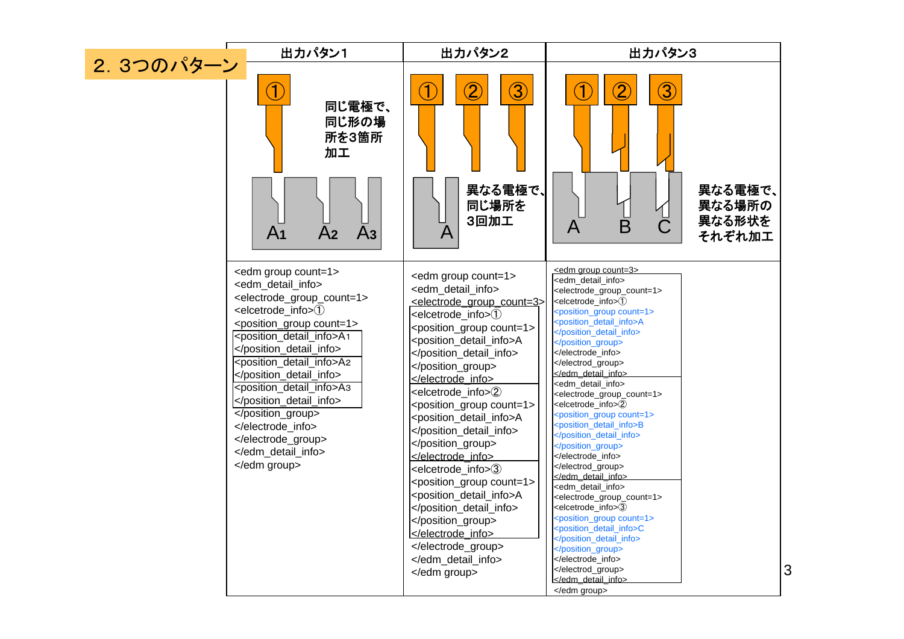## 2. 3つのパターーン

| 出力パタン1 | 出力パタン2 | 出力パタン3 |
|---|---|---|
| ① 同じ電極で、同じ形の場所を3箇所加工 ($A_1$ $A_2$ $A_3$) | ① ② ③ 異なる電極で、同じ場所を3回加工 (A) | ① ② ③ 異なる電極で、異なる場所の異なる形状をそれぞれ加工 (A B C) |

**出力パタン1**

```
<edm group count=1>
<edm_detail_info>
<electrode_group_count=1>
<elcetrode_info>①
<position_group count=1>
<position_detail_info>A1
</position_detail_info>
<position_detail_info>A2
</position_detail_info>
<position_detail_info>A3
</position_detail_info>
</position_group>
</electrode_info>
</electrode_group>
</edm_detail_info>
</edm group>
```

**出力パタン2**

```
<edm group count=1>
<edm_detail_info>
<electrode_group_count=3>
<elcetrode_info>①
<position_group count=1>
<position_detail_info>A
</position_detail_info>
</position_group>
</electrode_info>
<elcetrode_info>②
<position_group count=1>
<position_detail_info>A
</position_detail_info>
</position_group>
</electrode_info>
<elcetrode_info>③
<position_group count=1>
<position_detail_info>A
</position_detail_info>
</position_group>
</electrode_info>
</electrode_group>
</edm_detail_info>
</edm group>
```

**出力パタン3**

```
<edm group count=3>
<edm_detail_info>
<electrode_group_count=1>
<elcetrode_info>①
<position_group count=1>
<position_detail_info>A
</position_detail_info>
</position_group>
</electrode_info>
</electrod_group>
</edm_detail_info>
<edm_detail_info>
<electrode_group_count=1>
<elcetrode_info>②
<position_group count=1>
<position_detail_info>B
</position_detail_info>
</position_group>
</electrode_info>
</electrod_group>
</edm_detail_info>
<edm_detail_info>
<electrode_group_count=1>
<elcetrode_info>③
<position_group count=1>
<position_detail_info>C
</position_detail_info>
</position_group>
</electrode_info>
</electrod_group>
</edm_detail_info>
</edm group>
```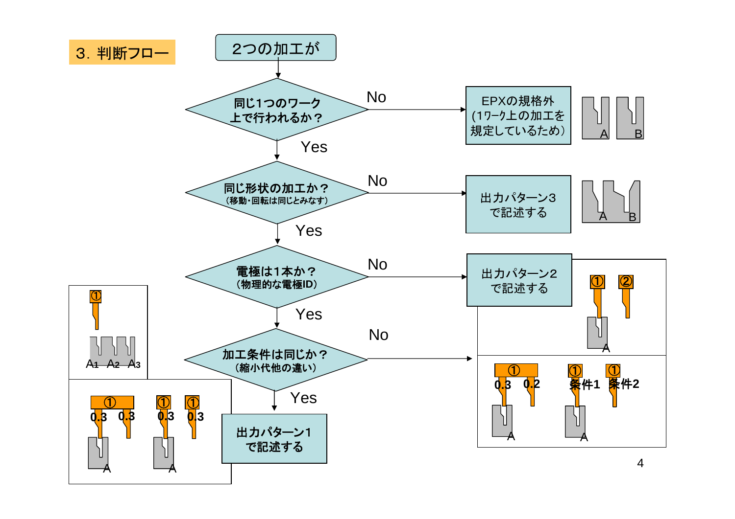## 3. 判断フロー

2つの加工が

**同じ1つのワーク上で行われるか？**
- No → EPXの規格外（1ワーク上の加工を規定しているため）
- Yes ↓

**同じ形状の加工か？**（移動・回転は同じとみなす）
- No → 出力パターン3で記述する
- Yes ↓

**電極は1本か？**（物理的な電極ID）
- No → 出力パターン2で記述する
- Yes ↓

**加工条件は同じか？**（縮小代他の違い）
- No → 出力パターン2で記述する
- Yes → 出力パターン1で記述する

A B

A B

① ② A

① 0.3 0.2 A　① 条件1 ① 条件2 A

① A1 A2 A3

① 0.3 0.3 A　① 0.3 ① 0.3 A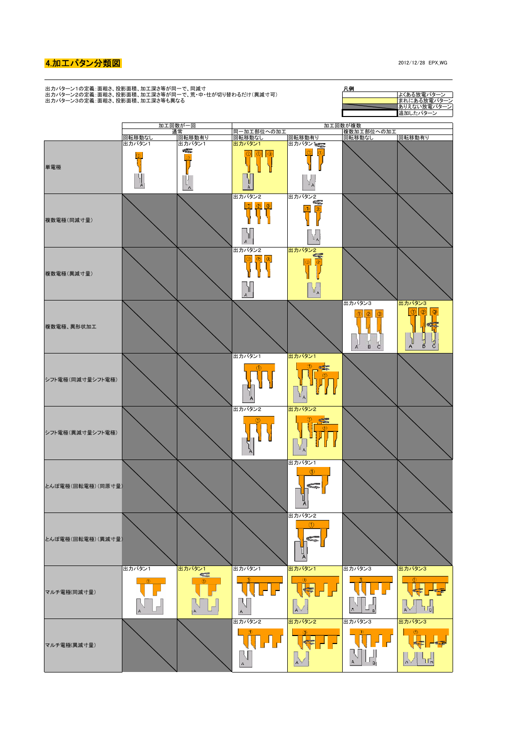# 4.加工パタン分類図

2012/12/28 EPX WG

出力パターン1の定義：面粗さ、投影面積、加工深さ等が同一で、同減寸
出力パターン2の定義：面粗さ、投影面積、加工深さ等が同一で、荒・中・仕が切り替わるだけ（異減寸可）
出力パターン3の定義：面粗さ、投影面積、加工深さ等も異なる

**凡例**

| | |
|---|---|
| | よくある放電パターン |
| | まれにある放電パターン |
| | ありえない放電パターン |
| | 追加したパターン |

| | 加工回数が一回 | | 加工回数が複数 | | | |
|---|---|---|---|---|---|---|
| | 通常 | | 同一加工部位への加工 | | 複数加工部位への加工 | |
| | 回転移動なし | 回転移動有り | 回転移動なし | 回転移動有り | 回転移動なし | 回転移動有り |
| 単電極 | 出力パタン1 | 出力パタン1 | 出力パタン1 | 出力パタン1 | | |
| 複数電極（同減寸量） | | | 出力パタン2 | 出力パタン2 | | |
| 複数電極（異減寸量） | | | 出力パタン2 | 出力パタン2 | | |
| 複数電極、異形状加工 | | | | | 出力パタン3 | 出力パタン3 |
| シフト電極（同減寸量シフト電極） | | | 出力パタン1 | 出力パタン1 | | |
| シフト電極（異減寸量シフト電極） | | | 出力パタン2 | 出力パタン2 | | |
| とんぼ電極（回転電極）（同原寸量） | | | | 出力パタン1 | | |
| とんぼ電極（回転電極）（異減寸量） | | | | 出力パタン2 | | |
| マルチ電極(同減寸量) | 出力パタン1 | 出力パタン1 | 出力パタン1 | 出力パタン1 | 出力パタン3 | 出力パタン3 |
| マルチ電極(異減寸量) | | | 出力パタン2 | 出力パタン2 | 出力パタン3 | 出力パタン3 |